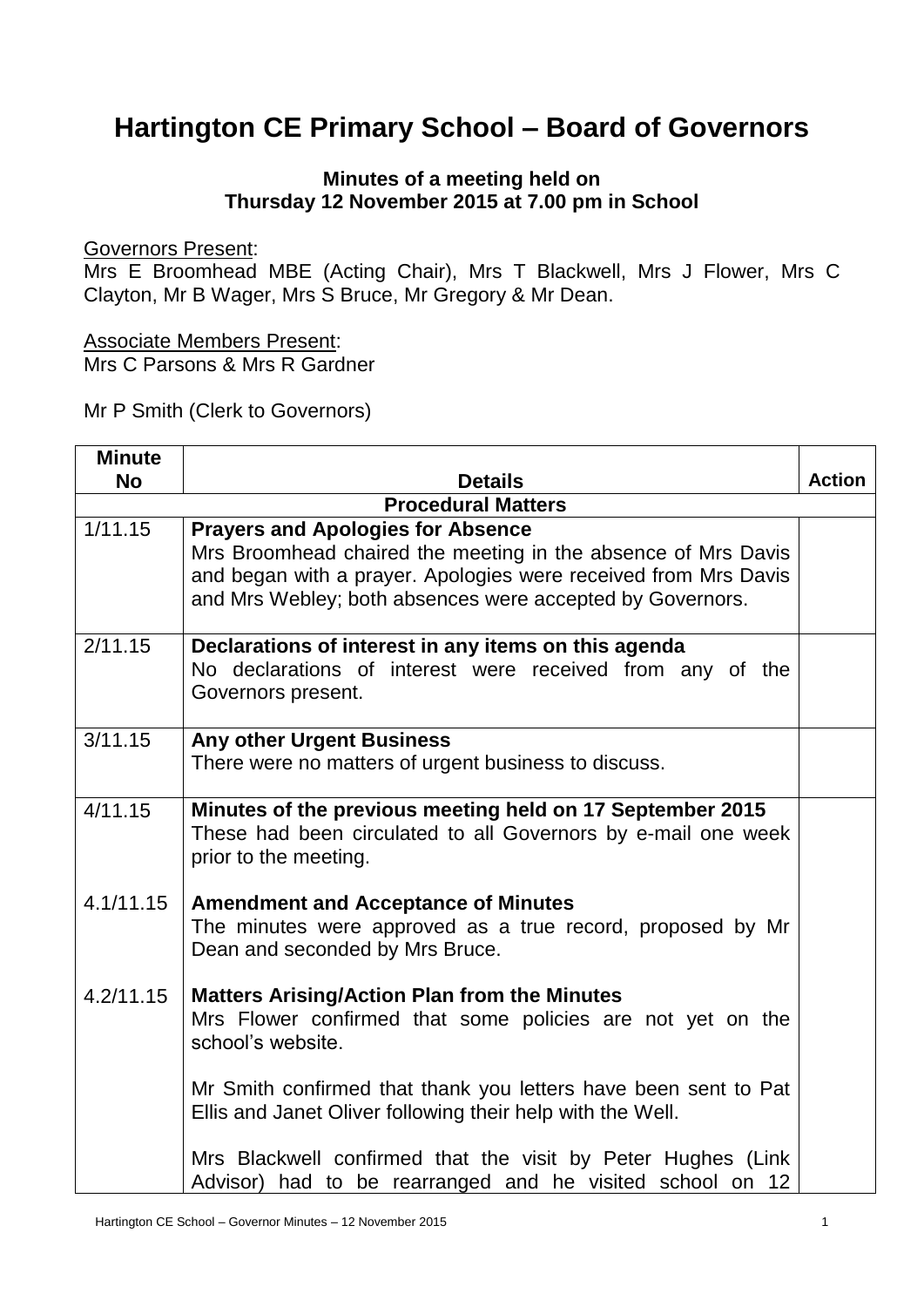# Hartington CE Primary School – Board of Governors

**Minutes of a meeting held on**
**Thursday 12 November 2015 at 7.00 pm in School**

Governors Present:
Mrs E Broomhead MBE (Acting Chair), Mrs T Blackwell, Mrs J Flower, Mrs C Clayton, Mr B Wager, Mrs S Bruce, Mr Gregory & Mr Dean.

Associate Members Present:
Mrs C Parsons & Mrs R Gardner

Mr P Smith (Clerk to Governors)

| Minute No | Details | Action |
|---|---|---|
| | **Procedural Matters** | |
| 1/11.15 | **Prayers and Apologies for Absence**<br>Mrs Broomhead chaired the meeting in the absence of Mrs Davis and began with a prayer. Apologies were received from Mrs Davis and Mrs Webley; both absences were accepted by Governors. | |
| 2/11.15 | **Declarations of interest in any items on this agenda**<br>No declarations of interest were received from any of the Governors present. | |
| 3/11.15 | **Any other Urgent Business**<br>There were no matters of urgent business to discuss. | |
| 4/11.15 | **Minutes of the previous meeting held on 17 September 2015**<br>These had been circulated to all Governors by e-mail one week prior to the meeting. | |
| 4.1/11.15 | **Amendment and Acceptance of Minutes**<br>The minutes were approved as a true record, proposed by Mr Dean and seconded by Mrs Bruce. | |
| 4.2/11.15 | **Matters Arising/Action Plan from the Minutes**<br>Mrs Flower confirmed that some policies are not yet on the school's website.<br><br>Mr Smith confirmed that thank you letters have been sent to Pat Ellis and Janet Oliver following their help with the Well.<br><br>Mrs Blackwell confirmed that the visit by Peter Hughes (Link Advisor) had to be rearranged and he visited school on 12 | |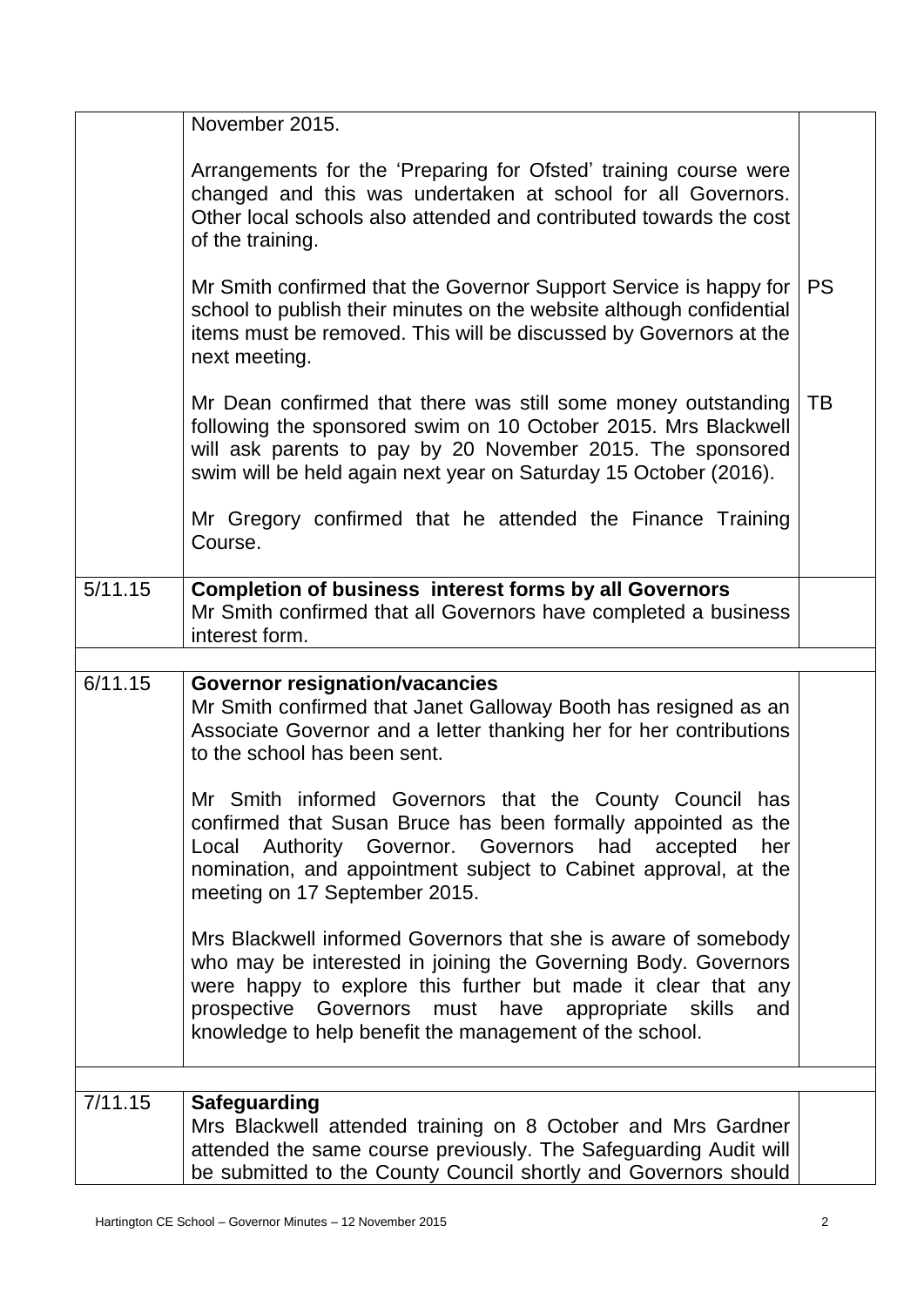|  |  |  |
|---|---|---|
|  | November 2015.<br><br>Arrangements for the 'Preparing for Ofsted' training course were changed and this was undertaken at school for all Governors. Other local schools also attended and contributed towards the cost of the training.<br><br>Mr Smith confirmed that the Governor Support Service is happy for school to publish their minutes on the website although confidential items must be removed. This will be discussed by Governors at the next meeting.<br><br>Mr Dean confirmed that there was still some money outstanding following the sponsored swim on 10 October 2015. Mrs Blackwell will ask parents to pay by 20 November 2015. The sponsored swim will be held again next year on Saturday 15 October (2016).<br><br>Mr Gregory confirmed that he attended the Finance Training Course. | <br><br><br><br><br><br>PS<br><br><br><br><br>TB |
| 5/11.15 | **Completion of business interest forms by all Governors**<br>Mr Smith confirmed that all Governors have completed a business interest form. |  |
|  |  |  |
| 6/11.15 | **Governor resignation/vacancies**<br>Mr Smith confirmed that Janet Galloway Booth has resigned as an Associate Governor and a letter thanking her for her contributions to the school has been sent.<br><br>Mr Smith informed Governors that the County Council has confirmed that Susan Bruce has been formally appointed as the Local Authority Governor. Governors had accepted her nomination, and appointment subject to Cabinet approval, at the meeting on 17 September 2015.<br><br>Mrs Blackwell informed Governors that she is aware of somebody who may be interested in joining the Governing Body. Governors were happy to explore this further but made it clear that any prospective Governors must have appropriate skills and knowledge to help benefit the management of the school. |  |
|  |  |  |
| 7/11.15 | **Safeguarding**<br>Mrs Blackwell attended training on 8 October and Mrs Gardner attended the same course previously. The Safeguarding Audit will be submitted to the County Council shortly and Governors should |  |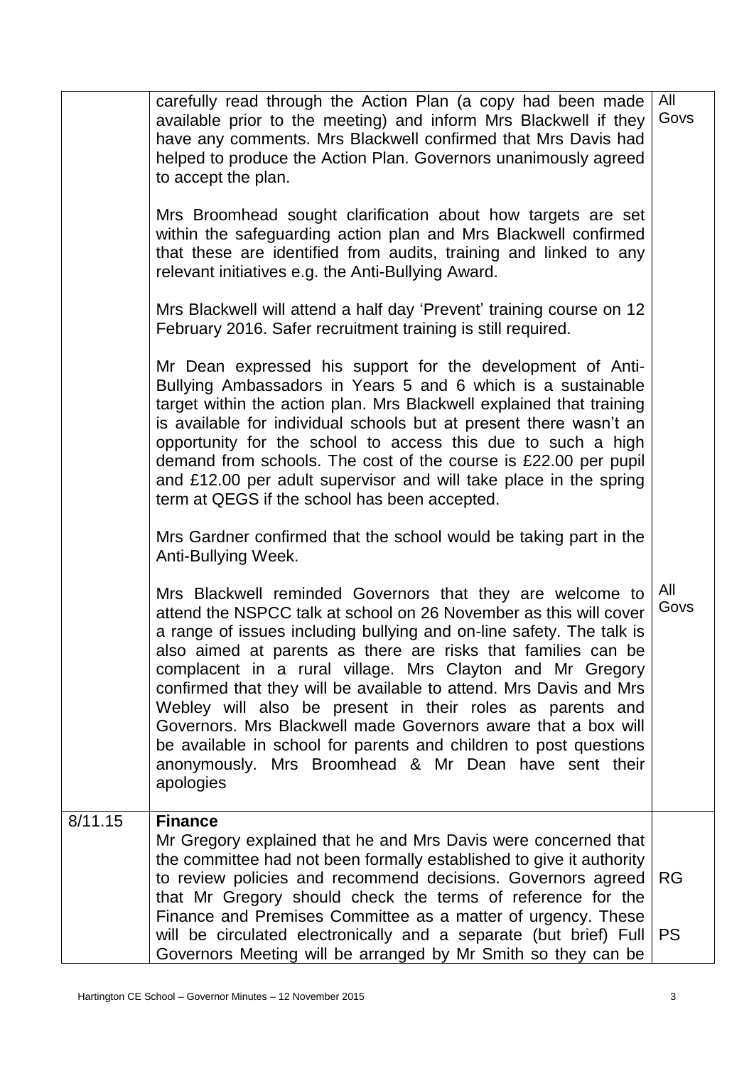| | | |
|---|---|---|
| | carefully read through the Action Plan (a copy had been made available prior to the meeting) and inform Mrs Blackwell if they have any comments. Mrs Blackwell confirmed that Mrs Davis had helped to produce the Action Plan. Governors unanimously agreed to accept the plan.<br><br>Mrs Broomhead sought clarification about how targets are set within the safeguarding action plan and Mrs Blackwell confirmed that these are identified from audits, training and linked to any relevant initiatives e.g. the Anti-Bullying Award.<br><br>Mrs Blackwell will attend a half day 'Prevent' training course on 12 February 2016. Safer recruitment training is still required.<br><br>Mr Dean expressed his support for the development of Anti-Bullying Ambassadors in Years 5 and 6 which is a sustainable target within the action plan. Mrs Blackwell explained that training is available for individual schools but at present there wasn't an opportunity for the school to access this due to such a high demand from schools. The cost of the course is £22.00 per pupil and £12.00 per adult supervisor and will take place in the spring term at QEGS if the school has been accepted.<br><br>Mrs Gardner confirmed that the school would be taking part in the Anti-Bullying Week.<br><br>Mrs Blackwell reminded Governors that they are welcome to attend the NSPCC talk at school on 26 November as this will cover a range of issues including bullying and on-line safety. The talk is also aimed at parents as there are risks that families can be complacent in a rural village. Mrs Clayton and Mr Gregory confirmed that they will be available to attend. Mrs Davis and Mrs Webley will also be present in their roles as parents and Governors. Mrs Blackwell made Governors aware that a box will be available in school for parents and children to post questions anonymously. Mrs Broomhead & Mr Dean have sent their apologies | All Govs<br><br><br><br><br><br><br><br><br><br><br><br><br><br><br><br><br><br><br><br>All Govs |
| 8/11.15 | **Finance**<br>Mr Gregory explained that he and Mrs Davis were concerned that the committee had not been formally established to give it authority to review policies and recommend decisions. Governors agreed that Mr Gregory should check the terms of reference for the Finance and Premises Committee as a matter of urgency. These will be circulated electronically and a separate (but brief) Full Governors Meeting will be arranged by Mr Smith so they can be | RG<br><br>PS |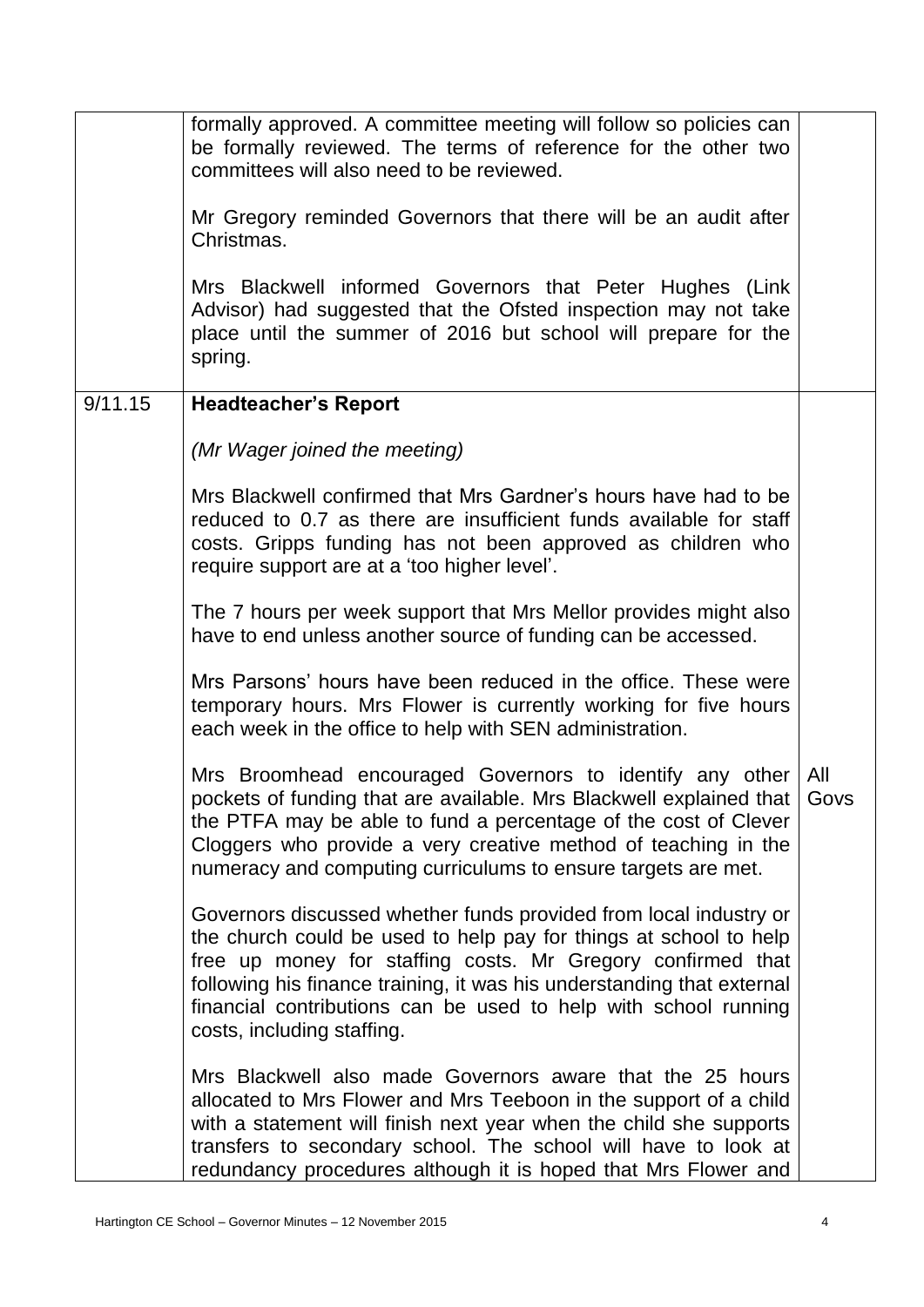| | | |
|---|---|---|
| | formally approved. A committee meeting will follow so policies can be formally reviewed. The terms of reference for the other two committees will also need to be reviewed.<br><br>Mr Gregory reminded Governors that there will be an audit after Christmas.<br><br>Mrs Blackwell informed Governors that Peter Hughes (Link Advisor) had suggested that the Ofsted inspection may not take place until the summer of 2016 but school will prepare for the spring. | |
| 9/11.15 | **Headteacher's Report**<br><br>*(Mr Wager joined the meeting)*<br><br>Mrs Blackwell confirmed that Mrs Gardner's hours have had to be reduced to 0.7 as there are insufficient funds available for staff costs. Gripps funding has not been approved as children who require support are at a 'too higher level'.<br><br>The 7 hours per week support that Mrs Mellor provides might also have to end unless another source of funding can be accessed.<br><br>Mrs Parsons' hours have been reduced in the office. These were temporary hours. Mrs Flower is currently working for five hours each week in the office to help with SEN administration.<br><br>Mrs Broomhead encouraged Governors to identify any other pockets of funding that are available. Mrs Blackwell explained that the PTFA may be able to fund a percentage of the cost of Clever Cloggers who provide a very creative method of teaching in the numeracy and computing curriculums to ensure targets are met.<br><br>Governors discussed whether funds provided from local industry or the church could be used to help pay for things at school to help free up money for staffing costs. Mr Gregory confirmed that following his finance training, it was his understanding that external financial contributions can be used to help with school running costs, including staffing.<br><br>Mrs Blackwell also made Governors aware that the 25 hours allocated to Mrs Flower and Mrs Teeboon in the support of a child with a statement will finish next year when the child she supports transfers to secondary school. The school will have to look at redundancy procedures although it is hoped that Mrs Flower and | All Govs |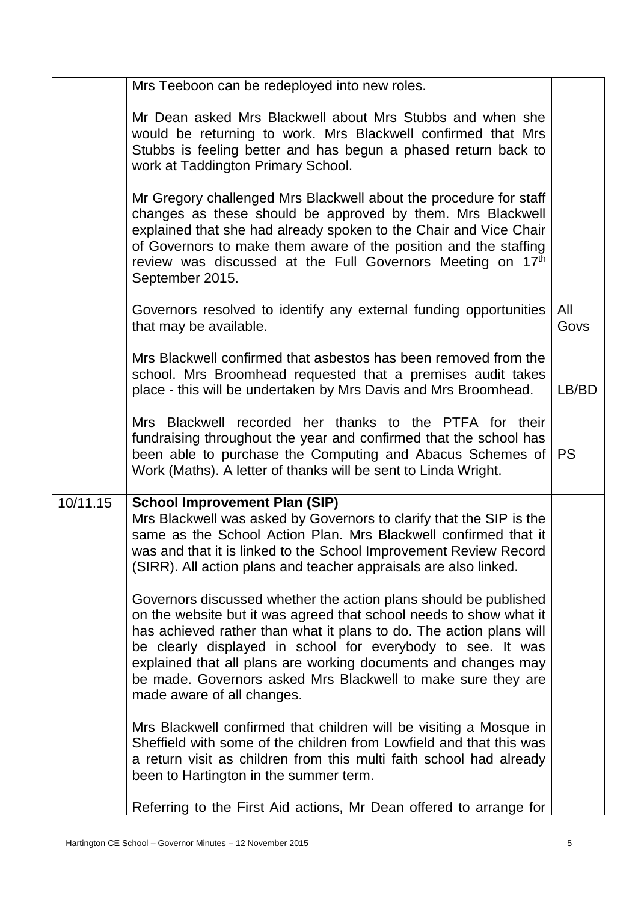| | | |
|---|---|---|
| | Mrs Teeboon can be redeployed into new roles.<br><br>Mr Dean asked Mrs Blackwell about Mrs Stubbs and when she would be returning to work. Mrs Blackwell confirmed that Mrs Stubbs is feeling better and has begun a phased return back to work at Taddington Primary School.<br><br>Mr Gregory challenged Mrs Blackwell about the procedure for staff changes as these should be approved by them. Mrs Blackwell explained that she had already spoken to the Chair and Vice Chair of Governors to make them aware of the position and the staffing review was discussed at the Full Governors Meeting on 17th September 2015. | |
| | Governors resolved to identify any external funding opportunities that may be available. | All Govs |
| | Mrs Blackwell confirmed that asbestos has been removed from the school. Mrs Broomhead requested that a premises audit takes place - this will be undertaken by Mrs Davis and Mrs Broomhead. | LB/BD |
| | Mrs Blackwell recorded her thanks to the PTFA for their fundraising throughout the year and confirmed that the school has been able to purchase the Computing and Abacus Schemes of Work (Maths). A letter of thanks will be sent to Linda Wright. | PS |
| 10/11.15 | **School Improvement Plan (SIP)**<br>Mrs Blackwell was asked by Governors to clarify that the SIP is the same as the School Action Plan. Mrs Blackwell confirmed that it was and that it is linked to the School Improvement Review Record (SIRR). All action plans and teacher appraisals are also linked.<br><br>Governors discussed whether the action plans should be published on the website but it was agreed that school needs to show what it has achieved rather than what it plans to do. The action plans will be clearly displayed in school for everybody to see. It was explained that all plans are working documents and changes may be made. Governors asked Mrs Blackwell to make sure they are made aware of all changes.<br><br>Mrs Blackwell confirmed that children will be visiting a Mosque in Sheffield with some of the children from Lowfield and that this was a return visit as children from this multi faith school had already been to Hartington in the summer term.<br><br>Referring to the First Aid actions, Mr Dean offered to arrange for | |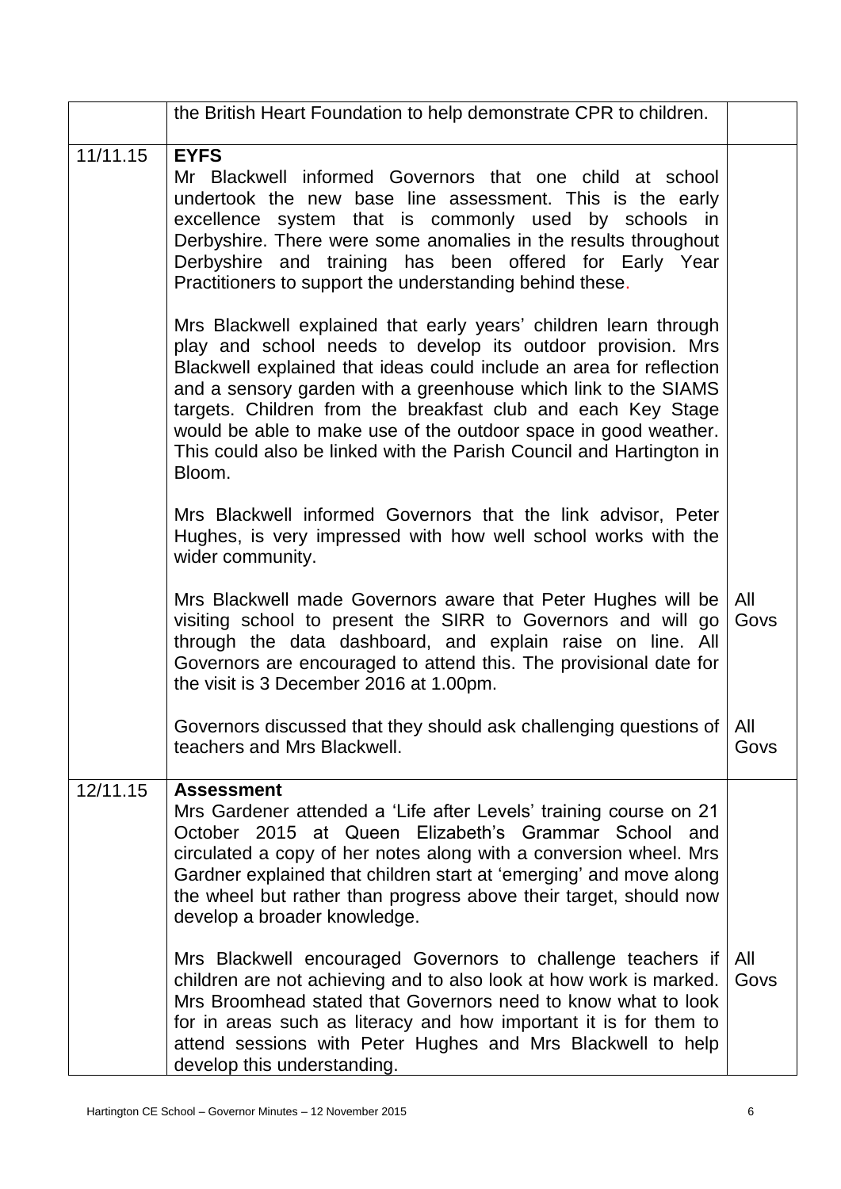|  |  |  |
|---|---|---|
|  | the British Heart Foundation to help demonstrate CPR to children. |  |
| 11/11.15 | **EYFS**<br>Mr Blackwell informed Governors that one child at school undertook the new base line assessment. This is the early excellence system that is commonly used by schools in Derbyshire. There were some anomalies in the results throughout Derbyshire and training has been offered for Early Year Practitioners to support the understanding behind these.<br><br>Mrs Blackwell explained that early years' children learn through play and school needs to develop its outdoor provision. Mrs Blackwell explained that ideas could include an area for reflection and a sensory garden with a greenhouse which link to the SIAMS targets. Children from the breakfast club and each Key Stage would be able to make use of the outdoor space in good weather. This could also be linked with the Parish Council and Hartington in Bloom.<br><br>Mrs Blackwell informed Governors that the link advisor, Peter Hughes, is very impressed with how well school works with the wider community.<br><br>Mrs Blackwell made Governors aware that Peter Hughes will be visiting school to present the SIRR to Governors and will go through the data dashboard, and explain raise on line. All Governors are encouraged to attend this. The provisional date for the visit is 3 December 2016 at 1.00pm.<br><br>Governors discussed that they should ask challenging questions of teachers and Mrs Blackwell. | <br><br><br><br><br><br><br><br><br><br><br><br><br><br><br><br><br><br>All Govs<br><br><br><br><br>All Govs |
| 12/11.15 | **Assessment**<br>Mrs Gardener attended a 'Life after Levels' training course on 21 October 2015 at Queen Elizabeth's Grammar School and circulated a copy of her notes along with a conversion wheel. Mrs Gardner explained that children start at 'emerging' and move along the wheel but rather than progress above their target, should now develop a broader knowledge.<br><br>Mrs Blackwell encouraged Governors to challenge teachers if children are not achieving and to also look at how work is marked. Mrs Broomhead stated that Governors need to know what to look for in areas such as literacy and how important it is for them to attend sessions with Peter Hughes and Mrs Blackwell to help develop this understanding. | <br><br><br><br><br><br><br>All Govs |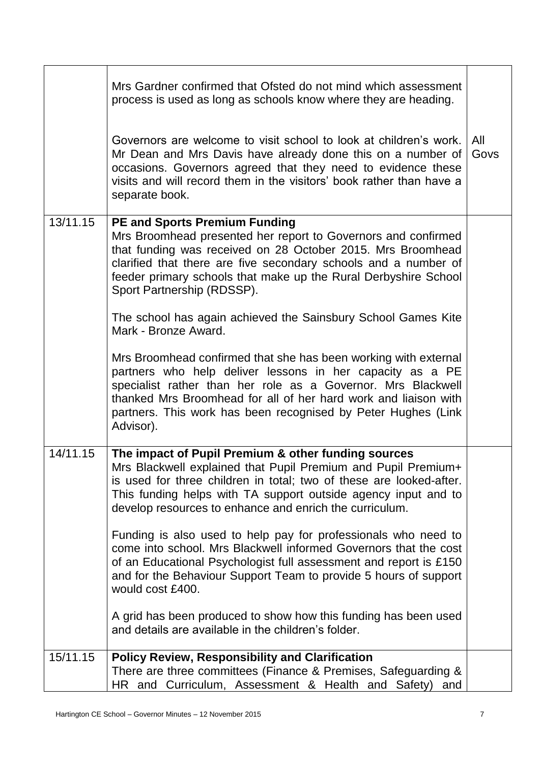| | | |
|---|---|---|
| | Mrs Gardner confirmed that Ofsted do not mind which assessment process is used as long as schools know where they are heading.<br><br>Governors are welcome to visit school to look at children's work. Mr Dean and Mrs Davis have already done this on a number of occasions. Governors agreed that they need to evidence these visits and will record them in the visitors' book rather than have a separate book. | All Govs |
| 13/11.15 | **PE and Sports Premium Funding**<br>Mrs Broomhead presented her report to Governors and confirmed that funding was received on 28 October 2015. Mrs Broomhead clarified that there are five secondary schools and a number of feeder primary schools that make up the Rural Derbyshire School Sport Partnership (RDSSP).<br><br>The school has again achieved the Sainsbury School Games Kite Mark - Bronze Award.<br><br>Mrs Broomhead confirmed that she has been working with external partners who help deliver lessons in her capacity as a PE specialist rather than her role as a Governor. Mrs Blackwell thanked Mrs Broomhead for all of her hard work and liaison with partners. This work has been recognised by Peter Hughes (Link Advisor). | |
| 14/11.15 | **The impact of Pupil Premium & other funding sources**<br>Mrs Blackwell explained that Pupil Premium and Pupil Premium+ is used for three children in total; two of these are looked-after. This funding helps with TA support outside agency input and to develop resources to enhance and enrich the curriculum.<br><br>Funding is also used to help pay for professionals who need to come into school. Mrs Blackwell informed Governors that the cost of an Educational Psychologist full assessment and report is £150 and for the Behaviour Support Team to provide 5 hours of support would cost £400.<br><br>A grid has been produced to show how this funding has been used and details are available in the children's folder. | |
| 15/11.15 | **Policy Review, Responsibility and Clarification**<br>There are three committees (Finance & Premises, Safeguarding & HR and Curriculum, Assessment & Health and Safety) and | |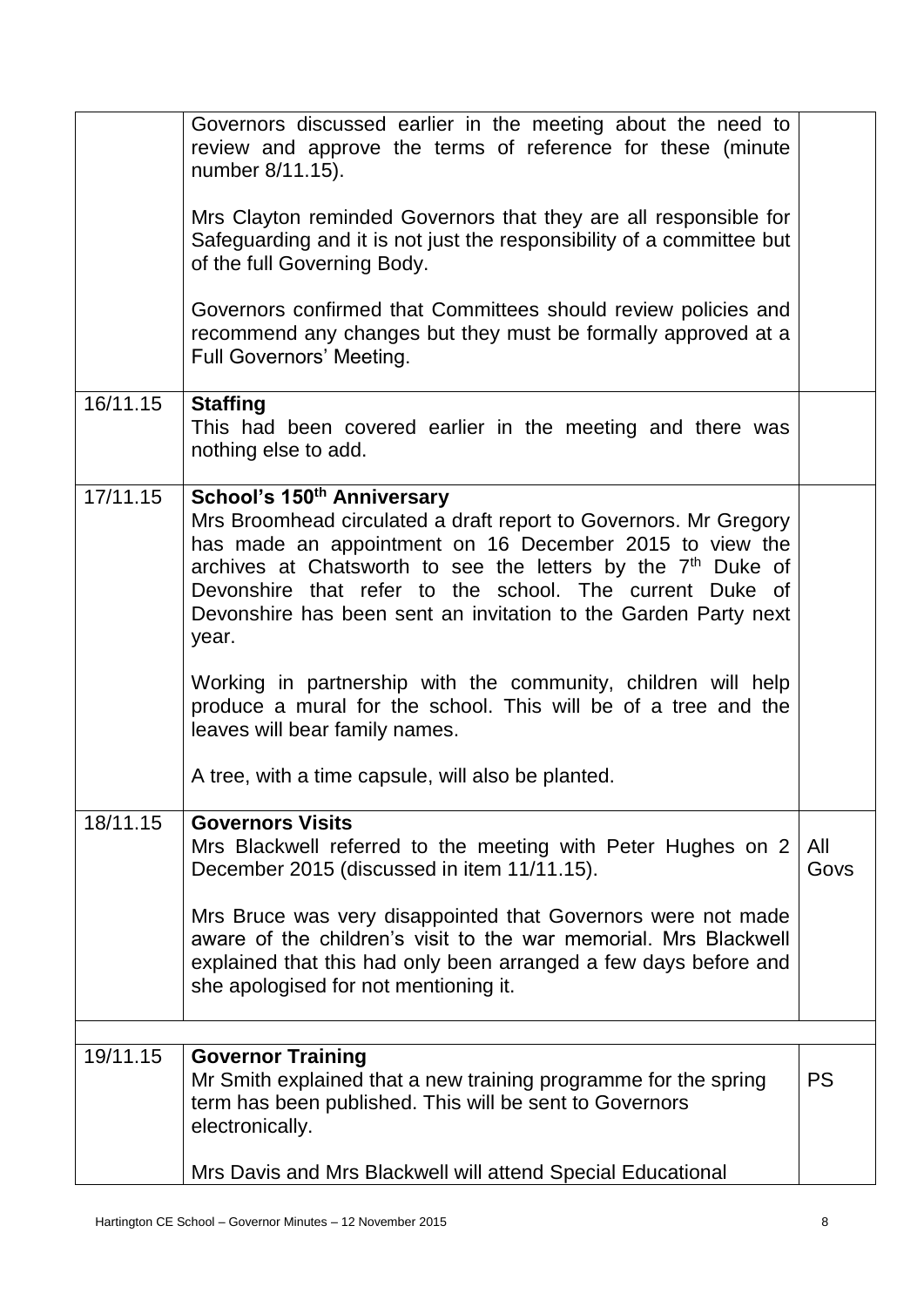| | | |
|---|---|---|
| | Governors discussed earlier in the meeting about the need to review and approve the terms of reference for these (minute number 8/11.15).<br><br>Mrs Clayton reminded Governors that they are all responsible for Safeguarding and it is not just the responsibility of a committee but of the full Governing Body.<br><br>Governors confirmed that Committees should review policies and recommend any changes but they must be formally approved at a Full Governors' Meeting. | |
| 16/11.15 | **Staffing**<br>This had been covered earlier in the meeting and there was nothing else to add. | |
| 17/11.15 | **School's 150th Anniversary**<br>Mrs Broomhead circulated a draft report to Governors. Mr Gregory has made an appointment on 16 December 2015 to view the archives at Chatsworth to see the letters by the 7th Duke of Devonshire that refer to the school. The current Duke of Devonshire has been sent an invitation to the Garden Party next year.<br><br>Working in partnership with the community, children will help produce a mural for the school. This will be of a tree and the leaves will bear family names.<br><br>A tree, with a time capsule, will also be planted. | |
| 18/11.15 | **Governors Visits**<br>Mrs Blackwell referred to the meeting with Peter Hughes on 2 December 2015 (discussed in item 11/11.15).<br><br>Mrs Bruce was very disappointed that Governors were not made aware of the children's visit to the war memorial. Mrs Blackwell explained that this had only been arranged a few days before and she apologised for not mentioning it. | All Govs |
| | | |
| 19/11.15 | **Governor Training**<br>Mr Smith explained that a new training programme for the spring term has been published. This will be sent to Governors electronically.<br><br>Mrs Davis and Mrs Blackwell will attend Special Educational | PS |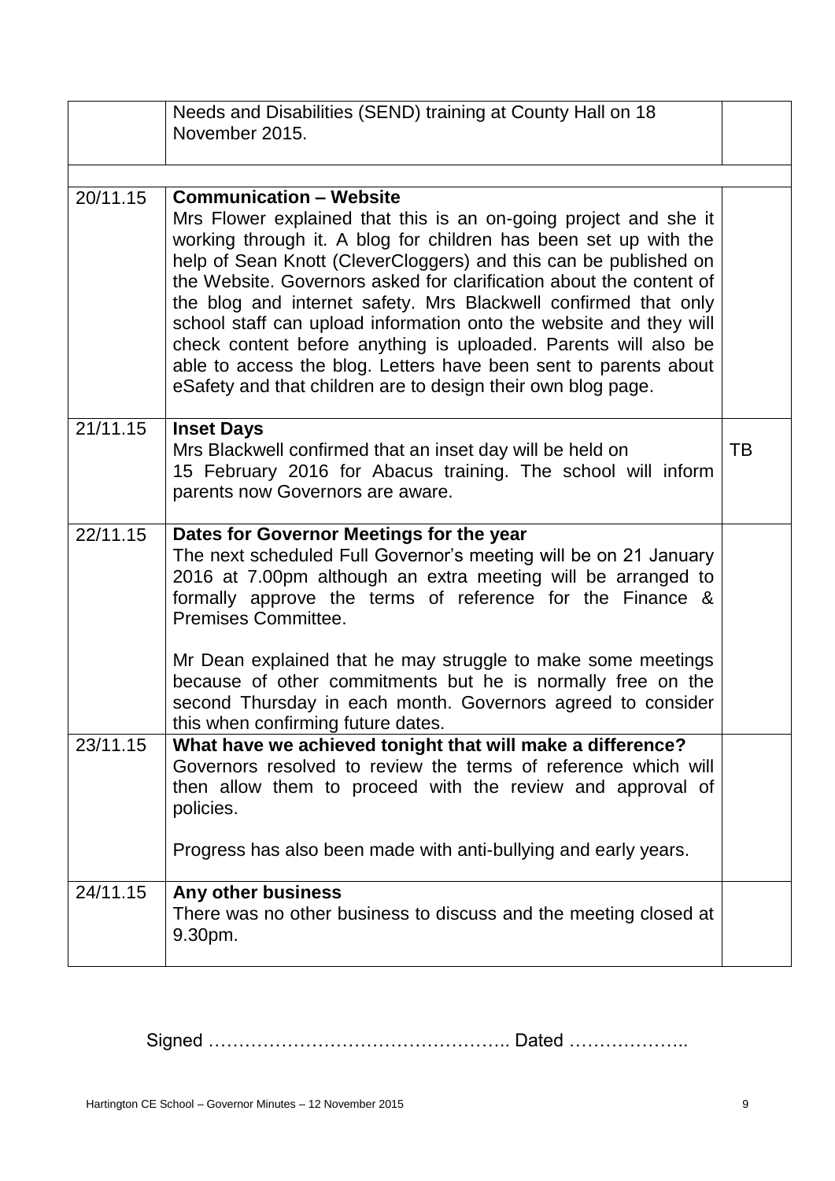| | | |
|---|---|---|
| | Needs and Disabilities (SEND) training at County Hall on 18 November 2015. | |
| | | |
| 20/11.15 | **Communication – Website**<br>Mrs Flower explained that this is an on-going project and she it working through it. A blog for children has been set up with the help of Sean Knott (CleverCloggers) and this can be published on the Website. Governors asked for clarification about the content of the blog and internet safety. Mrs Blackwell confirmed that only school staff can upload information onto the website and they will check content before anything is uploaded. Parents will also be able to access the blog. Letters have been sent to parents about eSafety and that children are to design their own blog page. | |
| 21/11.15 | **Inset Days**<br>Mrs Blackwell confirmed that an inset day will be held on 15 February 2016 for Abacus training. The school will inform parents now Governors are aware. | TB |
| 22/11.15 | **Dates for Governor Meetings for the year**<br>The next scheduled Full Governor's meeting will be on 21 January 2016 at 7.00pm although an extra meeting will be arranged to formally approve the terms of reference for the Finance & Premises Committee.<br><br>Mr Dean explained that he may struggle to make some meetings because of other commitments but he is normally free on the second Thursday in each month. Governors agreed to consider this when confirming future dates. | |
| 23/11.15 | **What have we achieved tonight that will make a difference?**<br>Governors resolved to review the terms of reference which will then allow them to proceed with the review and approval of policies.<br><br>Progress has also been made with anti-bullying and early years. | |
| 24/11.15 | **Any other business**<br>There was no other business to discuss and the meeting closed at 9.30pm. | |

Signed ………………………………………….. Dated ………………..